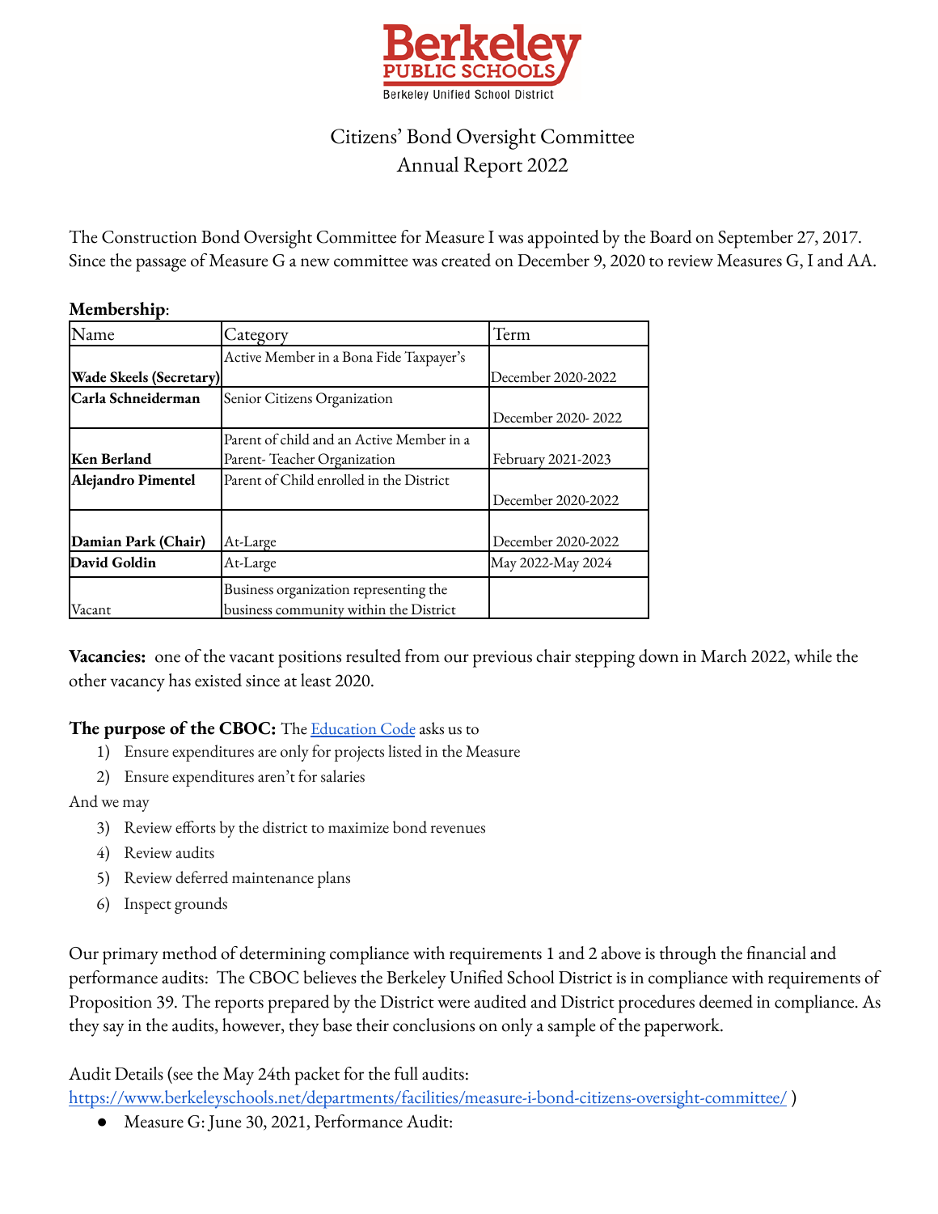Berkeley PUBLIC SCHOOLS
Berkeley Unified School District

# Citizens' Bond Oversight Committee
# Annual Report 2022

The Construction Bond Oversight Committee for Measure I was appointed by the Board on September 27, 2017. Since the passage of Measure G a new committee was created on December 9, 2020 to review Measures G, I and AA.

**Membership**:

| Name | Category | Term |
|---|---|---|
| **Wade Skeels (Secretary)** | Active Member in a Bona Fide Taxpayer's | December 2020-2022 |
| **Carla Schneiderman** | Senior Citizens Organization | December 2020- 2022 |
| **Ken Berland** | Parent of child and an Active Member in a Parent- Teacher Organization | February 2021-2023 |
| **Alejandro Pimentel** | Parent of Child enrolled in the District | December 2020-2022 |
| **Damian Park (Chair)** | At-Large | December 2020-2022 |
| **David Goldin** | At-Large | May 2022-May 2024 |
| Vacant | Business organization representing the business community within the District | |

**Vacancies:** one of the vacant positions resulted from our previous chair stepping down in March 2022, while the other vacancy has existed since at least 2020.

**The purpose of the CBOC:** The [Education Code](Education Code) asks us to

1) Ensure expenditures are only for projects listed in the Measure
2) Ensure expenditures aren't for salaries

And we may

3) Review efforts by the district to maximize bond revenues
4) Review audits
5) Review deferred maintenance plans
6) Inspect grounds

Our primary method of determining compliance with requirements 1 and 2 above is through the financial and performance audits: The CBOC believes the Berkeley Unified School District is in compliance with requirements of Proposition 39. The reports prepared by the District were audited and District procedures deemed in compliance. As they say in the audits, however, they base their conclusions on only a sample of the paperwork.

Audit Details (see the May 24th packet for the full audits: https://www.berkeleyschools.net/departments/facilities/measure-i-bond-citizens-oversight-committee/ )

- Measure G: June 30, 2021, Performance Audit: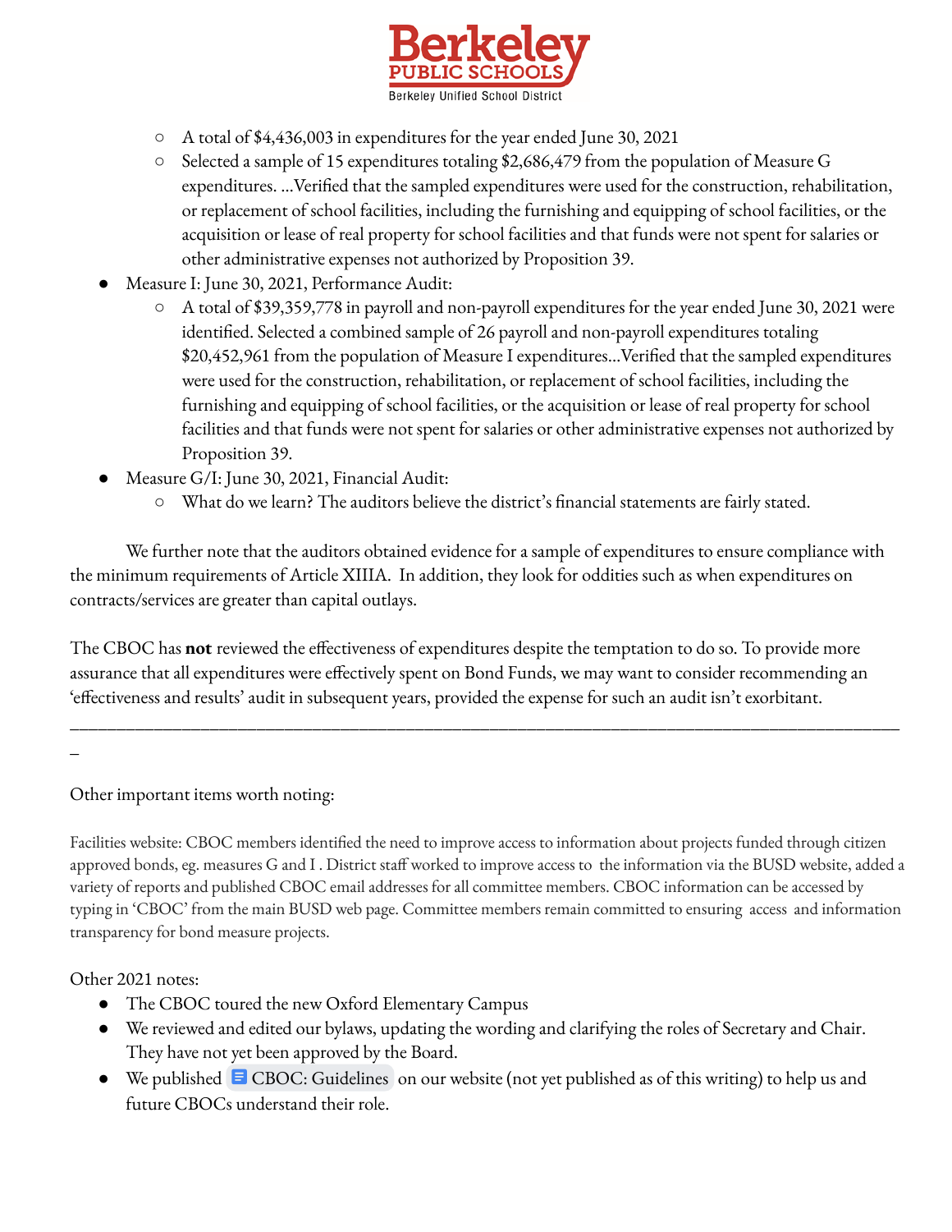- A total of $4,436,003 in expenditures for the year ended June 30, 2021
    - Selected a sample of 15 expenditures totaling $2,686,479 from the population of Measure G expenditures. ...Verified that the sampled expenditures were used for the construction, rehabilitation, or replacement of school facilities, including the furnishing and equipping of school facilities, or the acquisition or lease of real property for school facilities and that funds were not spent for salaries or other administrative expenses not authorized by Proposition 39.
- Measure I: June 30, 2021, Performance Audit:
    - A total of $39,359,778 in payroll and non-payroll expenditures for the year ended June 30, 2021 were identified. Selected a combined sample of 26 payroll and non-payroll expenditures totaling $20,452,961 from the population of Measure I expenditures...Verified that the sampled expenditures were used for the construction, rehabilitation, or replacement of school facilities, including the furnishing and equipping of school facilities, or the acquisition or lease of real property for school facilities and that funds were not spent for salaries or other administrative expenses not authorized by Proposition 39.
- Measure G/I: June 30, 2021, Financial Audit:
    - What do we learn? The auditors believe the district's financial statements are fairly stated.

We further note that the auditors obtained evidence for a sample of expenditures to ensure compliance with the minimum requirements of Article XIIIA. In addition, they look for oddities such as when expenditures on contracts/services are greater than capital outlays.

The CBOC has **not** reviewed the effectiveness of expenditures despite the temptation to do so. To provide more assurance that all expenditures were effectively spent on Bond Funds, we may want to consider recommending an 'effectiveness and results' audit in subsequent years, provided the expense for such an audit isn't exorbitant.

---

Other important items worth noting:

Facilities website: CBOC members identified the need to improve access to information about projects funded through citizen approved bonds, eg. measures G and I . District staff worked to improve access to the information via the BUSD website, added a variety of reports and published CBOC email addresses for all committee members. CBOC information can be accessed by typing in 'CBOC' from the main BUSD web page. Committee members remain committed to ensuring access and information transparency for bond measure projects.

Other 2021 notes:

- The CBOC toured the new Oxford Elementary Campus
- We reviewed and edited our bylaws, updating the wording and clarifying the roles of Secretary and Chair. They have not yet been approved by the Board.
- We published CBOC: Guidelines on our website (not yet published as of this writing) to help us and future CBOCs understand their role.